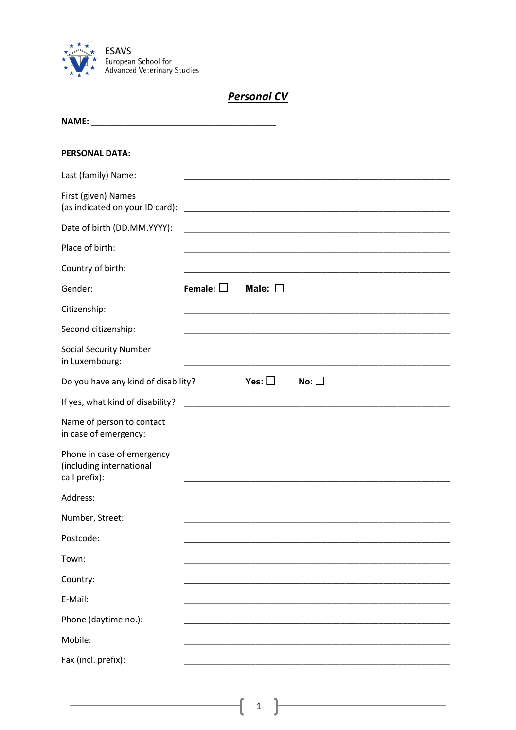ESAVS
European School for
Advanced Veterinary Studies

# ***Personal CV***

**NAME:** ________________________________________

**PERSONAL DATA:**

Last (family) Name: ________________________________________

First (given) Names
(as indicated on your ID card): ________________________________________

Date of birth (DD.MM.YYYY): ________________________________________

Place of birth: ________________________________________

Country of birth: ________________________________________

Gender: **Female:** ☐ **Male:** ☐

Citizenship: ________________________________________

Second citizenship: ________________________________________

Social Security Number
in Luxembourg: ________________________________________

Do you have any kind of disability? **Yes:** ☐ **No:** ☐

If yes, what kind of disability? ________________________________________

Name of person to contact
in case of emergency: ________________________________________

Phone in case of emergency
(including international
call prefix): ________________________________________

Address:

Number, Street: ________________________________________

Postcode: ________________________________________

Town: ________________________________________

Country: ________________________________________

E-Mail: ________________________________________

Phone (daytime no.): ________________________________________

Mobile: ________________________________________

Fax (incl. prefix): ________________________________________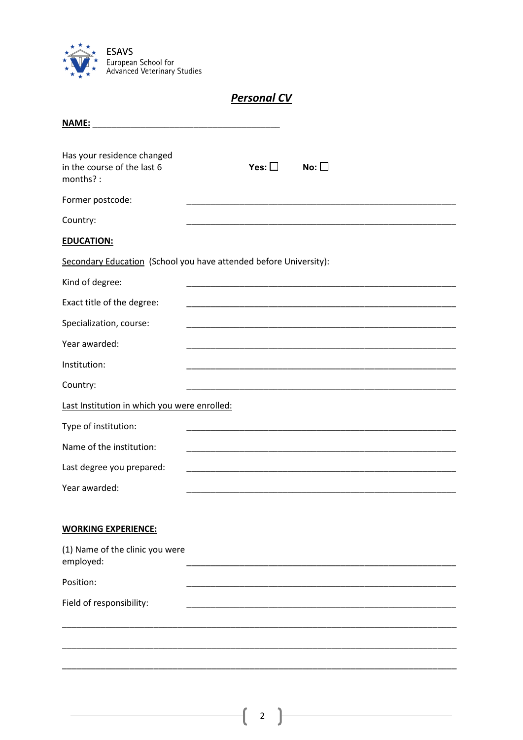ESAVS
European School for
Advanced Veterinary Studies

## ***Personal CV***

**NAME:** ______________________________________

Has your residence changed in the course of the last 6 months? : **Yes:** ☐ **No:** ☐

Former postcode: ______________________________________

Country: ______________________________________

**EDUCATION:**

Secondary Education (School you have attended before University):

Kind of degree: ______________________________________

Exact title of the degree: ______________________________________

Specialization, course: ______________________________________

Year awarded: ______________________________________

Institution: ______________________________________

Country: ______________________________________

Last Institution in which you were enrolled:

Type of institution: ______________________________________

Name of the institution: ______________________________________

Last degree you prepared: ______________________________________

Year awarded: ______________________________________

**WORKING EXPERIENCE:**

(1) Name of the clinic you were employed: ______________________________________

Position: ______________________________________

Field of responsibility: ______________________________________

______________________________________

______________________________________

______________________________________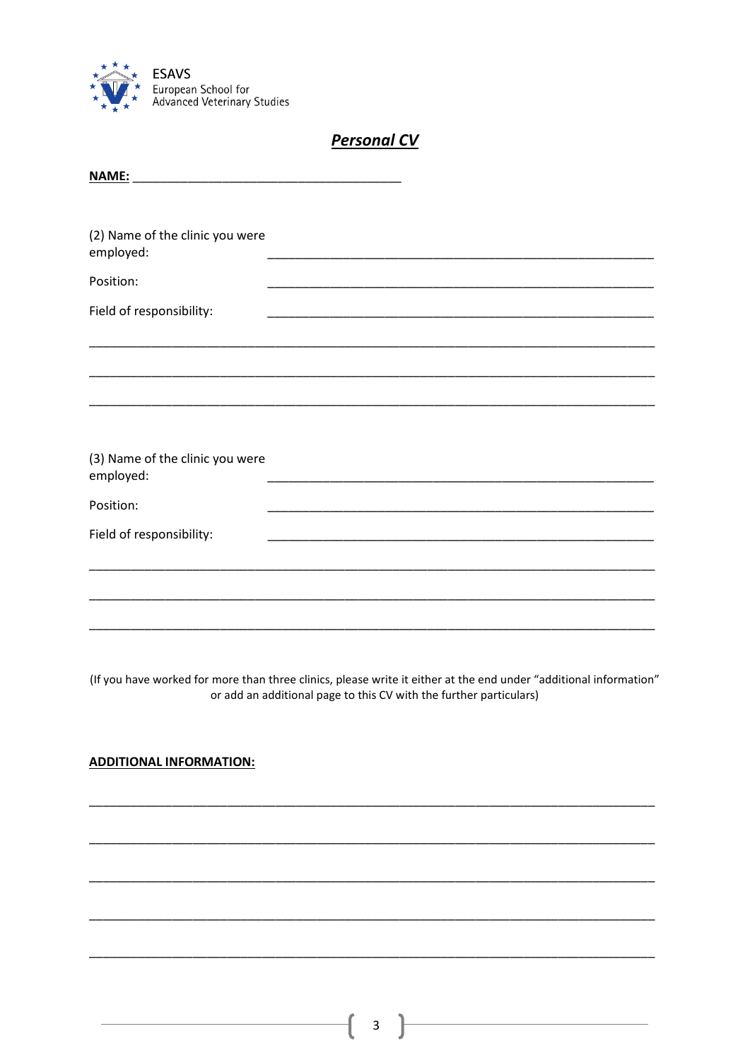ESAVS
European School for
Advanced Veterinary Studies

## ***Personal CV***

**NAME:** ______________________________________

(2) Name of the clinic you were employed: ______________________________________

Position: ______________________________________

Field of responsibility: ______________________________________

______________________________________

______________________________________

______________________________________

(3) Name of the clinic you were employed: ______________________________________

Position: ______________________________________

Field of responsibility: ______________________________________

______________________________________

______________________________________

______________________________________

(If you have worked for more than three clinics, please write it either at the end under "additional information" or add an additional page to this CV with the further particulars)

**ADDITIONAL INFORMATION:**

______________________________________

______________________________________

______________________________________

______________________________________

______________________________________